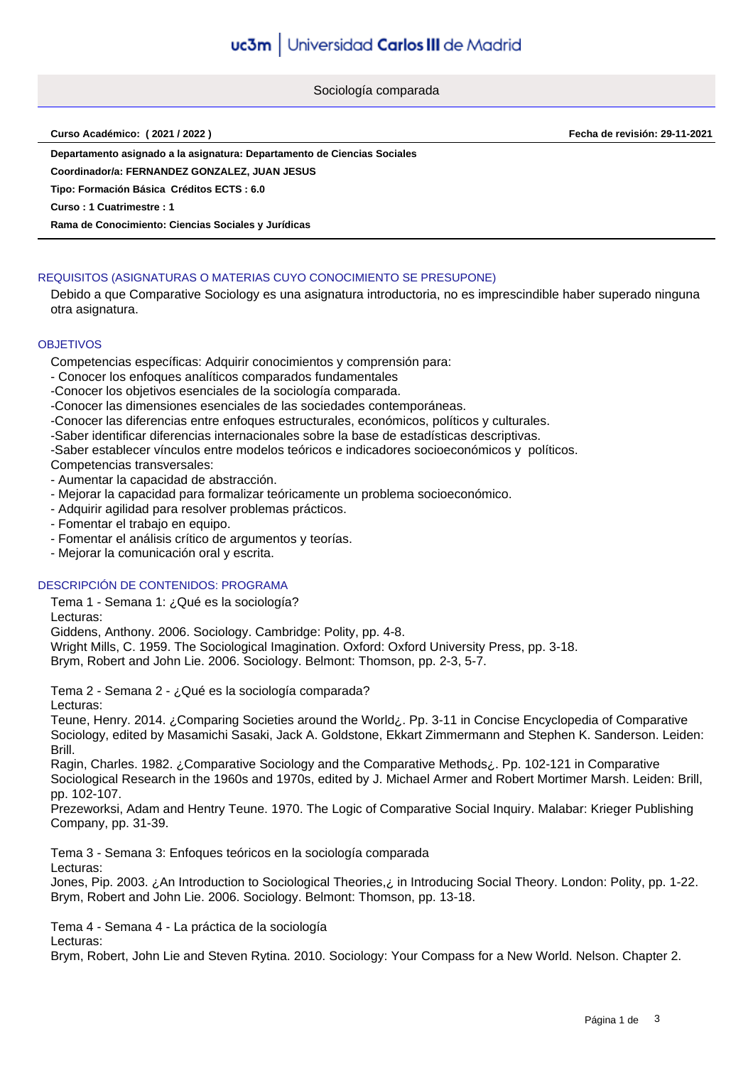uc3m | Universidad Carlos III de Madrid

# Sociología comparada

**Curso Académico: ( 2021 / 2022 )** **Fecha de revisión: 29-11-2021**

**Departamento asignado a la asignatura: Departamento de Ciencias Sociales**

**Coordinador/a: FERNANDEZ GONZALEZ, JUAN JESUS**

**Tipo: Formación Básica Créditos ECTS : 6.0**

**Curso : 1 Cuatrimestre : 1**

**Rama de Conocimiento: Ciencias Sociales y Jurídicas**

## REQUISITOS (ASIGNATURAS O MATERIAS CUYO CONOCIMIENTO SE PRESUPONE)

Debido a que Comparative Sociology es una asignatura introductoria, no es imprescindible haber superado ninguna otra asignatura.

## OBJETIVOS

Competencias específicas: Adquirir conocimientos y comprensión para:
- Conocer los enfoques analíticos comparados fundamentales
- Conocer los objetivos esenciales de la sociología comparada.
- Conocer las dimensiones esenciales de las sociedades contemporáneas.
- Conocer las diferencias entre enfoques estructurales, económicos, políticos y culturales.
- Saber identificar diferencias internacionales sobre la base de estadísticas descriptivas.
- Saber establecer vínculos entre modelos teóricos e indicadores socioeconómicos y políticos.

Competencias transversales:
- Aumentar la capacidad de abstracción.
- Mejorar la capacidad para formalizar teóricamente un problema socioeconómico.
- Adquirir agilidad para resolver problemas prácticos.
- Fomentar el trabajo en equipo.
- Fomentar el análisis crítico de argumentos y teorías.
- Mejorar la comunicación oral y escrita.

## DESCRIPCIÓN DE CONTENIDOS: PROGRAMA

Tema 1 - Semana 1: ¿Qué es la sociología?
Lecturas:
Giddens, Anthony. 2006. Sociology. Cambridge: Polity, pp. 4-8.
Wright Mills, C. 1959. The Sociological Imagination. Oxford: Oxford University Press, pp. 3-18.
Brym, Robert and John Lie. 2006. Sociology. Belmont: Thomson, pp. 2-3, 5-7.

Tema 2 - Semana 2 - ¿Qué es la sociología comparada?
Lecturas:
Teune, Henry. 2014. ¿Comparing Societies around the World¿. Pp. 3-11 in Concise Encyclopedia of Comparative Sociology, edited by Masamichi Sasaki, Jack A. Goldstone, Ekkart Zimmermann and Stephen K. Sanderson. Leiden: Brill.
Ragin, Charles. 1982. ¿Comparative Sociology and the Comparative Methods¿. Pp. 102-121 in Comparative Sociological Research in the 1960s and 1970s, edited by J. Michael Armer and Robert Mortimer Marsh. Leiden: Brill, pp. 102-107.
Prezeworksi, Adam and Hentry Teune. 1970. The Logic of Comparative Social Inquiry. Malabar: Krieger Publishing Company, pp. 31-39.

Tema 3 - Semana 3: Enfoques teóricos en la sociología comparada
Lecturas:
Jones, Pip. 2003. ¿An Introduction to Sociological Theories,¿ in Introducing Social Theory. London: Polity, pp. 1-22.
Brym, Robert and John Lie. 2006. Sociology. Belmont: Thomson, pp. 13-18.

Tema 4 - Semana 4 - La práctica de la sociología
Lecturas:
Brym, Robert, John Lie and Steven Rytina. 2010. Sociology: Your Compass for a New World. Nelson. Chapter 2.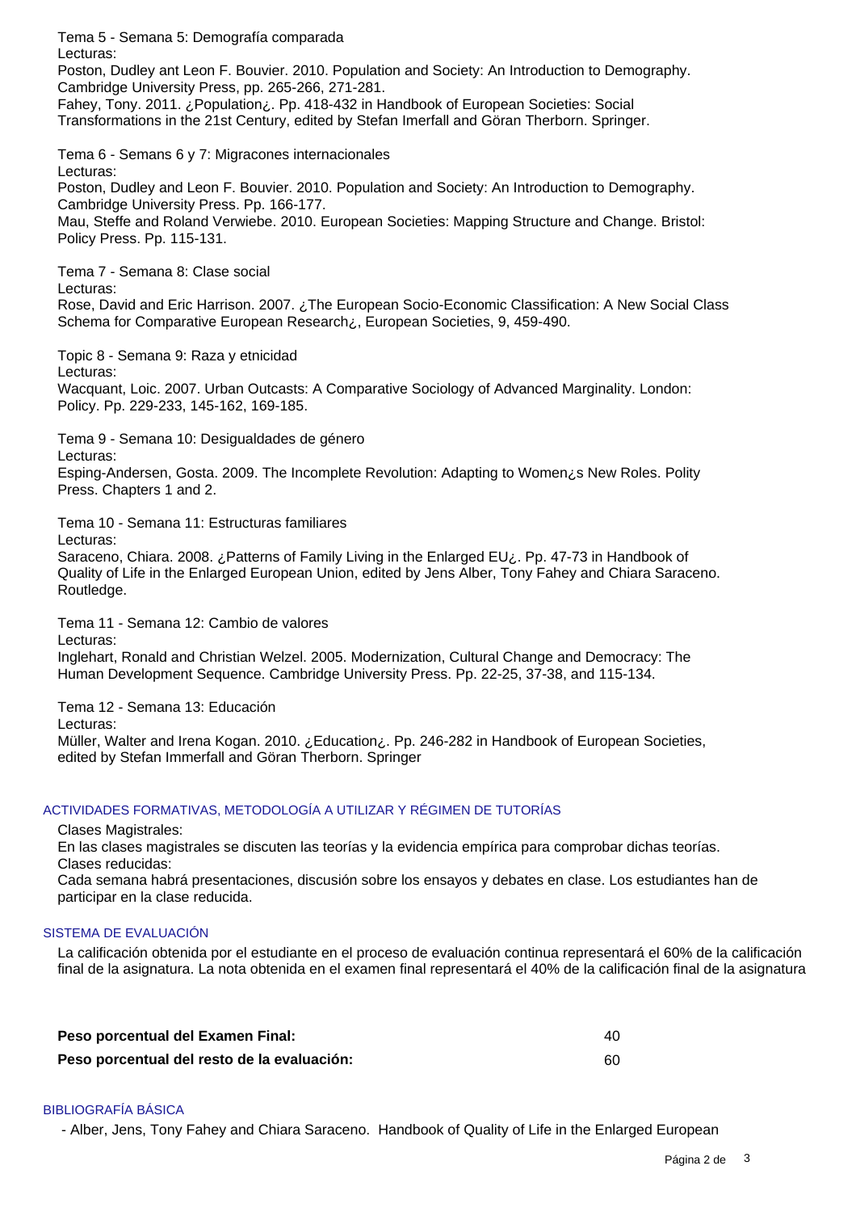Tema 5 - Semana 5: Demografía comparada
Lecturas:
Poston, Dudley ant Leon F. Bouvier. 2010. Population and Society: An Introduction to Demography. Cambridge University Press, pp. 265-266, 271-281.
Fahey, Tony. 2011. ¿Population¿. Pp. 418-432 in Handbook of European Societies: Social Transformations in the 21st Century, edited by Stefan Imerfall and Göran Therborn. Springer.

Tema 6 - Semans 6 y 7: Migracones internacionales
Lecturas:
Poston, Dudley and Leon F. Bouvier. 2010. Population and Society: An Introduction to Demography. Cambridge University Press. Pp. 166-177.
Mau, Steffe and Roland Verwiebe. 2010. European Societies: Mapping Structure and Change. Bristol: Policy Press. Pp. 115-131.

Tema 7 - Semana 8: Clase social
Lecturas:
Rose, David and Eric Harrison. 2007. ¿The European Socio-Economic Classification: A New Social Class Schema for Comparative European Research¿, European Societies, 9, 459-490.

Topic 8 - Semana 9: Raza y etnicidad
Lecturas:
Wacquant, Loic. 2007. Urban Outcasts: A Comparative Sociology of Advanced Marginality. London: Policy. Pp. 229-233, 145-162, 169-185.

Tema 9 - Semana 10: Desigualdades de género
Lecturas:
Esping-Andersen, Gosta. 2009. The Incomplete Revolution: Adapting to Women¿s New Roles. Polity Press. Chapters 1 and 2.

Tema 10 - Semana 11: Estructuras familiares
Lecturas:
Saraceno, Chiara. 2008. ¿Patterns of Family Living in the Enlarged EU¿. Pp. 47-73 in Handbook of Quality of Life in the Enlarged European Union, edited by Jens Alber, Tony Fahey and Chiara Saraceno. Routledge.

Tema 11 - Semana 12: Cambio de valores
Lecturas:
Inglehart, Ronald and Christian Welzel. 2005. Modernization, Cultural Change and Democracy: The Human Development Sequence. Cambridge University Press. Pp. 22-25, 37-38, and 115-134.

Tema 12 - Semana 13: Educación
Lecturas:
Müller, Walter and Irena Kogan. 2010. ¿Education¿. Pp. 246-282 in Handbook of European Societies, edited by Stefan Immerfall and Göran Therborn. Springer

## ACTIVIDADES FORMATIVAS, METODOLOGÍA A UTILIZAR Y RÉGIMEN DE TUTORÍAS

Clases Magistrales:
En las clases magistrales se discuten las teorías y la evidencia empírica para comprobar dichas teorías.
Clases reducidas:
Cada semana habrá presentaciones, discusión sobre los ensayos y debates en clase. Los estudiantes han de participar en la clase reducida.

## SISTEMA DE EVALUACIÓN

La calificación obtenida por el estudiante en el proceso de evaluación continua representará el 60% de la calificación final de la asignatura. La nota obtenida en el examen final representará el 40% de la calificación final de la asignatura

| | |
|---|---|
| **Peso porcentual del Examen Final:** | 40 |
| **Peso porcentual del resto de la evaluación:** | 60 |

## BIBLIOGRAFÍA BÁSICA

- Alber, Jens, Tony Fahey and Chiara Saraceno. Handbook of Quality of Life in the Enlarged European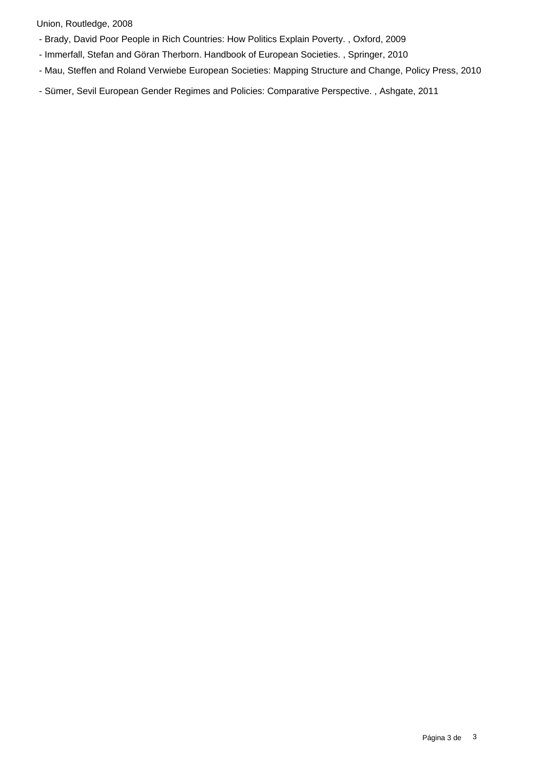Union, Routledge, 2008

- Brady, David Poor People in Rich Countries: How Politics Explain Poverty. , Oxford, 2009
- Immerfall, Stefan and Göran Therborn. Handbook of European Societies. , Springer, 2010
- Mau, Steffen and Roland Verwiebe European Societies: Mapping Structure and Change, Policy Press, 2010
- Sümer, Sevil European Gender Regimes and Policies: Comparative Perspective. , Ashgate, 2011